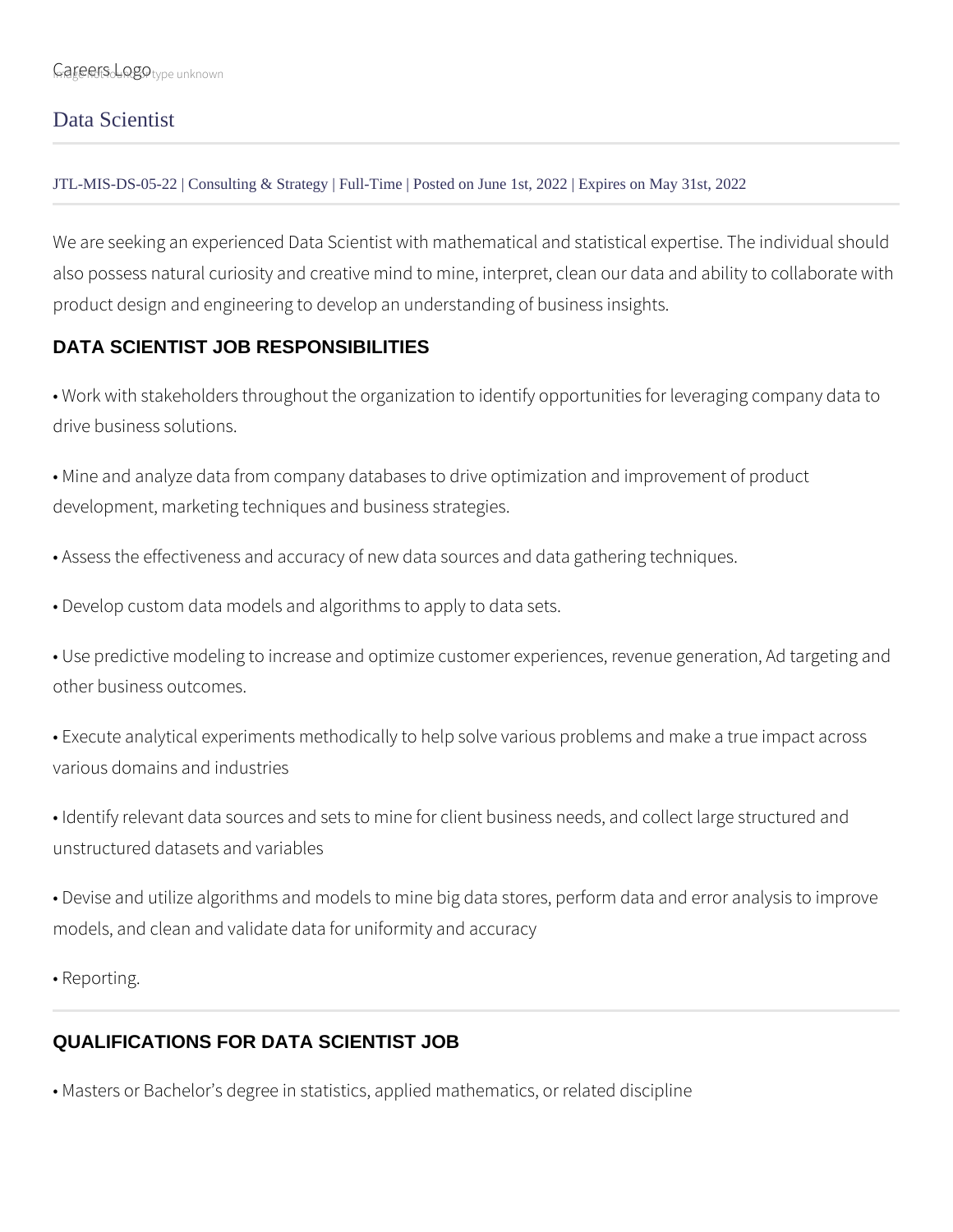Careers Logo

# Data Scientist

JTL-MIS-DS-05-22 | Consulting & Strategy | Full-Time | Posted on June 1st, 2022 | Expires on May 31st, 2022

We are seeking an experienced Data Scientist with mathematical and statistical expertise. The individual should also possess natural curiosity and creative mind to mine, interpret, clean our data and ability to collaborate with product design and engineering to develop an understanding of business insights.

## DATA SCIENTIST JOB RESPONSIBILITIES

• Work with stakeholders throughout the organization to identify opportunities for leveraging company data to drive business solutions.

• Mine and analyze data from company databases to drive optimization and improvement of product development, marketing techniques and business strategies.

• Assess the effectiveness and accuracy of new data sources and data gathering techniques.

• Develop custom data models and algorithms to apply to data sets.

• Use predictive modeling to increase and optimize customer experiences, revenue generation, Ad targeting and other business outcomes.

• Execute analytical experiments methodically to help solve various problems and make a true impact across various domains and industries

• Identify relevant data sources and sets to mine for client business needs, and collect large structured and unstructured datasets and variables

• Devise and utilize algorithms and models to mine big data stores, perform data and error analysis to improve models, and clean and validate data for uniformity and accuracy

• Reporting.

## QUALIFICATIONS FOR DATA SCIENTIST JOB

• Masters or Bachelor's degree in statistics, applied mathematics, or related discipline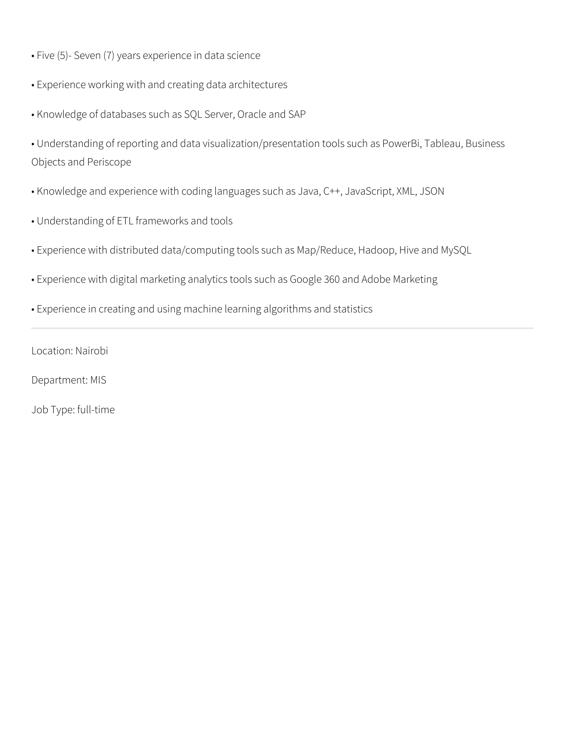- Five (5)- Seven (7) years experience in data science
- Experience working with and creating data architectures
- Knowledge of databases such as SQL Server, Oracle and SAP
- Understanding of reporting and data visualization/presentation tools such as PowerBi, Tableau, Business Objects and Periscope
- Knowledge and experience with coding languages such as Java, C++, JavaScript, XML, JSON
- Understanding of ETL frameworks and tools
- Experience with distributed data/computing tools such as Map/Reduce, Hadoop, Hive and MySQL
- Experience with digital marketing analytics tools such as Google 360 and Adobe Marketing
- Experience in creating and using machine learning algorithms and statistics

---

Location: Nairobi

Department: MIS

Job Type: full-time